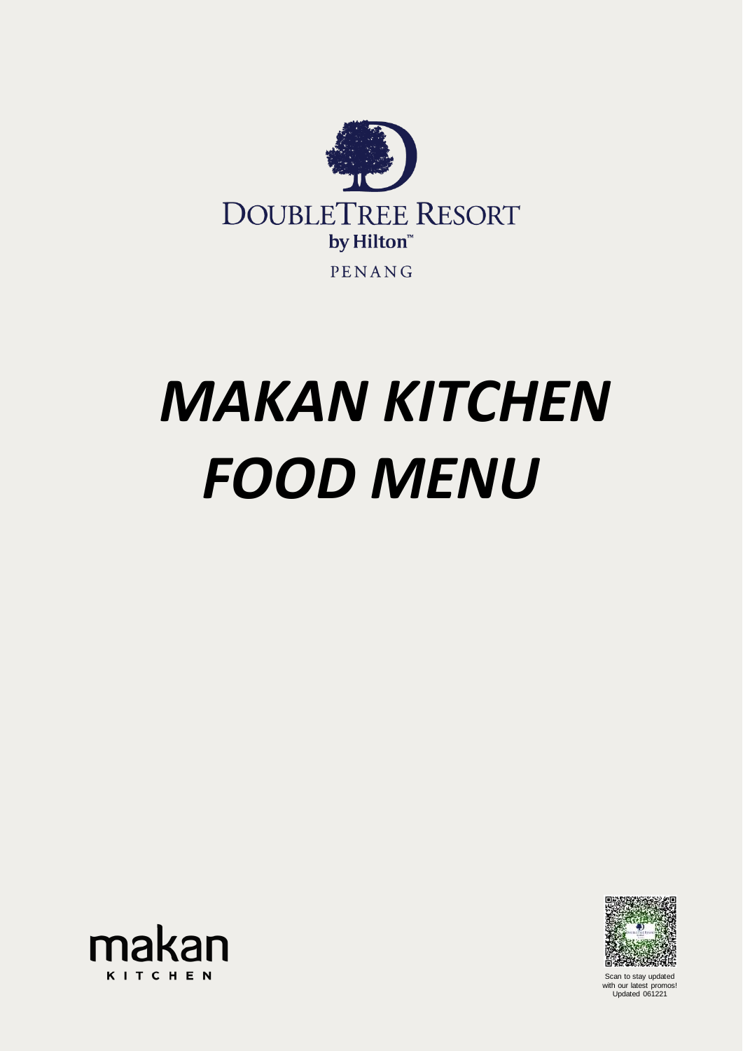DOUBLETREE RESORT
by Hilton™
PENANG

# *MAKAN KITCHEN FOOD MENU*

makan
KITCHEN

Scan to stay updated with our latest promos!
Updated 061221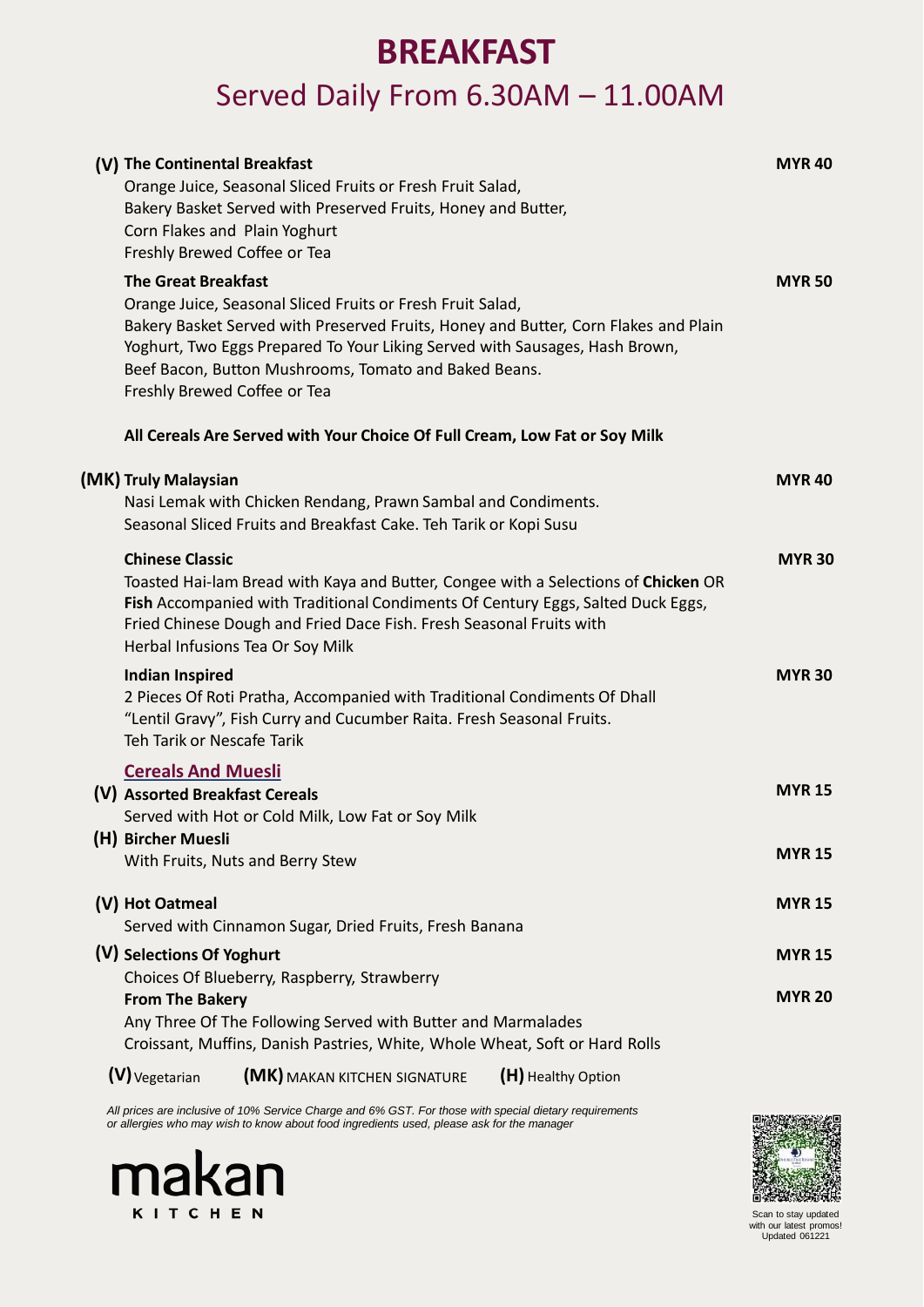# BREAKFAST

## Served Daily From 6.30AM – 11.00AM

**(V) The Continental Breakfast** — **MYR 40**
Orange Juice, Seasonal Sliced Fruits or Fresh Fruit Salad,
Bakery Basket Served with Preserved Fruits, Honey and Butter,
Corn Flakes and Plain Yoghurt
Freshly Brewed Coffee or Tea

**The Great Breakfast** — **MYR 50**
Orange Juice, Seasonal Sliced Fruits or Fresh Fruit Salad,
Bakery Basket Served with Preserved Fruits, Honey and Butter, Corn Flakes and Plain Yoghurt, Two Eggs Prepared To Your Liking Served with Sausages, Hash Brown, Beef Bacon, Button Mushrooms, Tomato and Baked Beans.
Freshly Brewed Coffee or Tea

**All Cereals Are Served with Your Choice Of Full Cream, Low Fat or Soy Milk**

**(MK) Truly Malaysian** — **MYR 40**
Nasi Lemak with Chicken Rendang, Prawn Sambal and Condiments.
Seasonal Sliced Fruits and Breakfast Cake. Teh Tarik or Kopi Susu

**Chinese Classic** — **MYR 30**
Toasted Hai-lam Bread with Kaya and Butter, Congee with a Selections of **Chicken** OR **Fish** Accompanied with Traditional Condiments Of Century Eggs, Salted Duck Eggs, Fried Chinese Dough and Fried Dace Fish. Fresh Seasonal Fruits with Herbal Infusions Tea Or Soy Milk

**Indian Inspired** — **MYR 30**
2 Pieces Of Roti Pratha, Accompanied with Traditional Condiments Of Dhall "Lentil Gravy", Fish Curry and Cucumber Raita. Fresh Seasonal Fruits.
Teh Tarik or Nescafe Tarik

### Cereals And Muesli

**(V) Assorted Breakfast Cereals** — **MYR 15**
Served with Hot or Cold Milk, Low Fat or Soy Milk

**(H) Bircher Muesli** — **MYR 15**
With Fruits, Nuts and Berry Stew

**(V) Hot Oatmeal** — **MYR 15**
Served with Cinnamon Sugar, Dried Fruits, Fresh Banana

**(V) Selections Of Yoghurt** — **MYR 15**
Choices Of Blueberry, Raspberry, Strawberry

**From The Bakery** — **MYR 20**
Any Three Of The Following Served with Butter and Marmalades
Croissant, Muffins, Danish Pastries, White, Whole Wheat, Soft or Hard Rolls

**(V)** Vegetarian **(MK)** MAKAN KITCHEN SIGNATURE **(H)** Healthy Option

*All prices are inclusive of 10% Service Charge and 6% GST. For those with special dietary requirements or allergies who may wish to know about food ingredients used, please ask for the manager*

makan KITCHEN

Scan to stay updated with our latest promos!
Updated 061221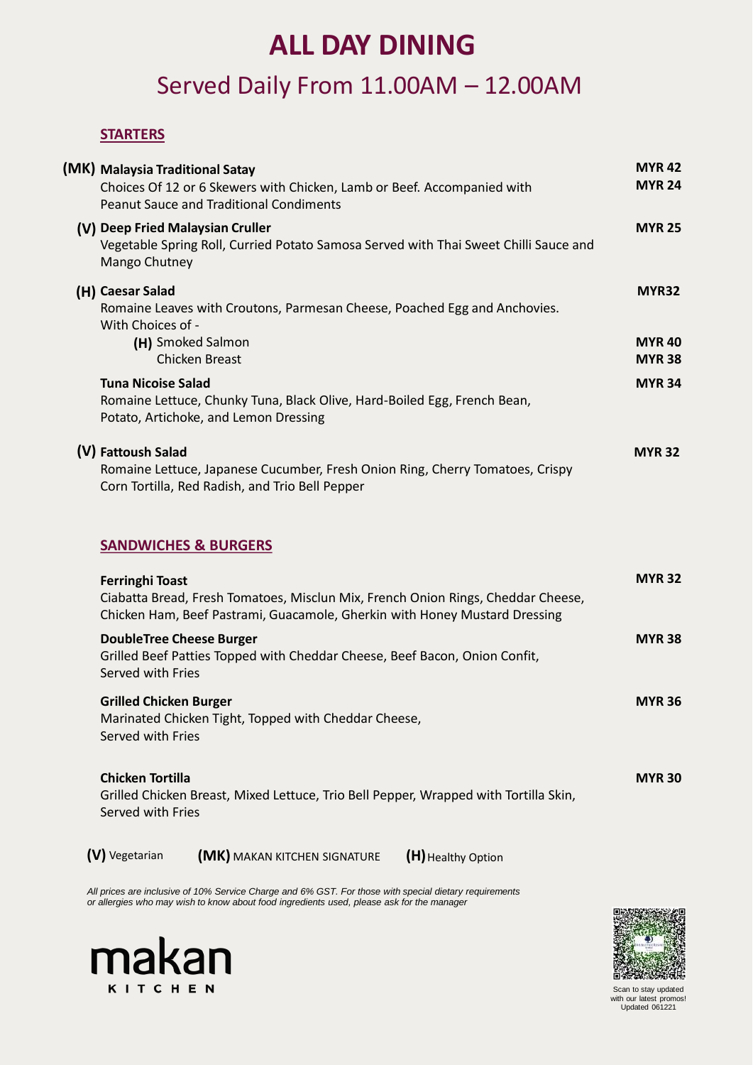# ALL DAY DINING

## Served Daily From 11.00AM – 12.00AM

### STARTERS

**(MK) Malaysia Traditional Satay** — **MYR 42** / **MYR 24**
Choices Of 12 or 6 Skewers with Chicken, Lamb or Beef. Accompanied with Peanut Sauce and Traditional Condiments

**(V) Deep Fried Malaysian Cruller** — **MYR 25**
Vegetable Spring Roll, Curried Potato Samosa Served with Thai Sweet Chilli Sauce and Mango Chutney

**(H) Caesar Salad** — **MYR32**
Romaine Leaves with Croutons, Parmesan Cheese, Poached Egg and Anchovies.
With Choices of -
- (H) Smoked Salmon — **MYR 40**
- Chicken Breast — **MYR 38**

**Tuna Nicoise Salad** — **MYR 34**
Romaine Lettuce, Chunky Tuna, Black Olive, Hard-Boiled Egg, French Bean, Potato, Artichoke, and Lemon Dressing

**(V) Fattoush Salad** — **MYR 32**
Romaine Lettuce, Japanese Cucumber, Fresh Onion Ring, Cherry Tomatoes, Crispy Corn Tortilla, Red Radish, and Trio Bell Pepper

### SANDWICHES & BURGERS

**Ferringhi Toast** — **MYR 32**
Ciabatta Bread, Fresh Tomatoes, Misclun Mix, French Onion Rings, Cheddar Cheese, Chicken Ham, Beef Pastrami, Guacamole, Gherkin with Honey Mustard Dressing

**DoubleTree Cheese Burger** — **MYR 38**
Grilled Beef Patties Topped with Cheddar Cheese, Beef Bacon, Onion Confit, Served with Fries

**Grilled Chicken Burger** — **MYR 36**
Marinated Chicken Tight, Topped with Cheddar Cheese, Served with Fries

**Chicken Tortilla** — **MYR 30**
Grilled Chicken Breast, Mixed Lettuce, Trio Bell Pepper, Wrapped with Tortilla Skin, Served with Fries

**(V)** Vegetarian **(MK)** MAKAN KITCHEN SIGNATURE **(H)** Healthy Option

*All prices are inclusive of 10% Service Charge and 6% GST. For those with special dietary requirements or allergies who may wish to know about food ingredients used, please ask for the manager*

makan KITCHEN

Scan to stay updated with our latest promos!
Updated 061221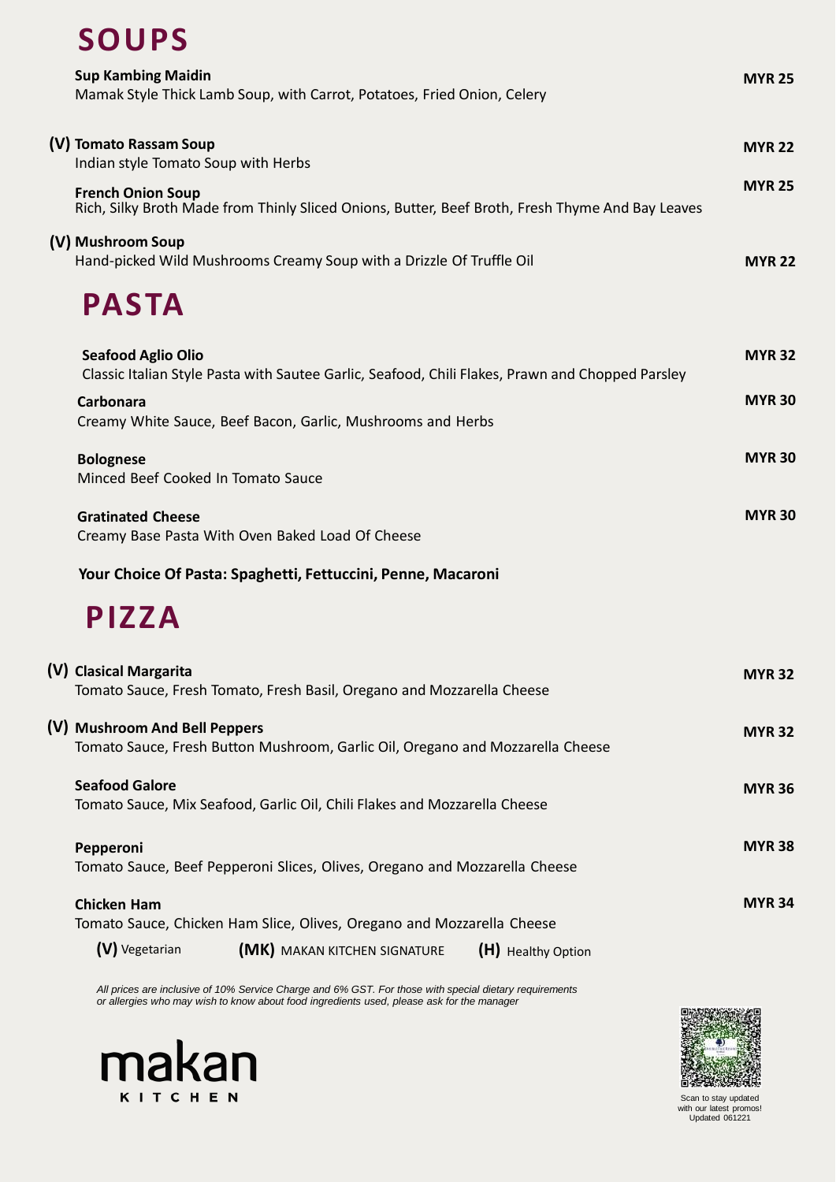# SOUPS

**Sup Kambing Maidin** — **MYR 25**
Mamak Style Thick Lamb Soup, with Carrot, Potatoes, Fried Onion, Celery

**(V) Tomato Rassam Soup** — **MYR 22**
Indian style Tomato Soup with Herbs

**French Onion Soup** — **MYR 25**
Rich, Silky Broth Made from Thinly Sliced Onions, Butter, Beef Broth, Fresh Thyme And Bay Leaves

**(V) Mushroom Soup** — **MYR 22**
Hand-picked Wild Mushrooms Creamy Soup with a Drizzle Of Truffle Oil

# PASTA

**Seafood Aglio Olio** — **MYR 32**
Classic Italian Style Pasta with Sautee Garlic, Seafood, Chili Flakes, Prawn and Chopped Parsley

**Carbonara** — **MYR 30**
Creamy White Sauce, Beef Bacon, Garlic, Mushrooms and Herbs

**Bolognese** — **MYR 30**
Minced Beef Cooked In Tomato Sauce

**Gratinated Cheese** — **MYR 30**
Creamy Base Pasta With Oven Baked Load Of Cheese

**Your Choice Of Pasta: Spaghetti, Fettuccini, Penne, Macaroni**

# PIZZA

**(V) Clasical Margarita** — **MYR 32**
Tomato Sauce, Fresh Tomato, Fresh Basil, Oregano and Mozzarella Cheese

**(V) Mushroom And Bell Peppers** — **MYR 32**
Tomato Sauce, Fresh Button Mushroom, Garlic Oil, Oregano and Mozzarella Cheese

**Seafood Galore** — **MYR 36**
Tomato Sauce, Mix Seafood, Garlic Oil, Chili Flakes and Mozzarella Cheese

**Pepperoni** — **MYR 38**
Tomato Sauce, Beef Pepperoni Slices, Olives, Oregano and Mozzarella Cheese

**Chicken Ham** — **MYR 34**
Tomato Sauce, Chicken Ham Slice, Olives, Oregano and Mozzarella Cheese

**(V)** Vegetarian **(MK)** MAKAN KITCHEN SIGNATURE **(H)** Healthy Option

*All prices are inclusive of 10% Service Charge and 6% GST. For those with special dietary requirements or allergies who may wish to know about food ingredients used, please ask for the manager*

makan KITCHEN

Scan to stay updated with our latest promos!
Updated 061221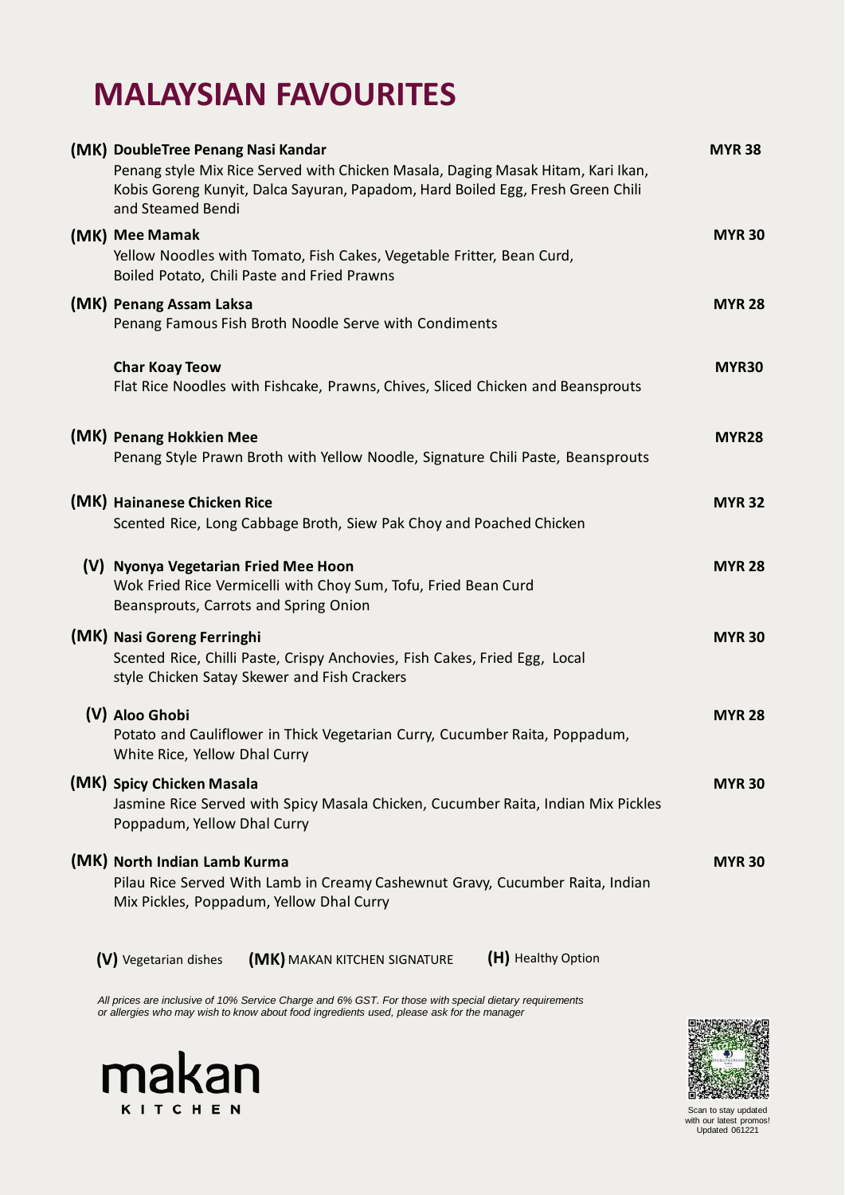# MALAYSIAN FAVOURITES

**(MK) DoubleTree Penang Nasi Kandar** — **MYR 38**
Penang style Mix Rice Served with Chicken Masala, Daging Masak Hitam, Kari Ikan, Kobis Goreng Kunyit, Dalca Sayuran, Papadom, Hard Boiled Egg, Fresh Green Chili and Steamed Bendi

**(MK) Mee Mamak** — **MYR 30**
Yellow Noodles with Tomato, Fish Cakes, Vegetable Fritter, Bean Curd, Boiled Potato, Chili Paste and Fried Prawns

**(MK) Penang Assam Laksa** — **MYR 28**
Penang Famous Fish Broth Noodle Serve with Condiments

**Char Koay Teow** — **MYR30**
Flat Rice Noodles with Fishcake, Prawns, Chives, Sliced Chicken and Beansprouts

**(MK) Penang Hokkien Mee** — **MYR28**
Penang Style Prawn Broth with Yellow Noodle, Signature Chili Paste, Beansprouts

**(MK) Hainanese Chicken Rice** — **MYR 32**
Scented Rice, Long Cabbage Broth, Siew Pak Choy and Poached Chicken

**(V) Nyonya Vegetarian Fried Mee Hoon** — **MYR 28**
Wok Fried Rice Vermicelli with Choy Sum, Tofu, Fried Bean Curd Beansprouts, Carrots and Spring Onion

**(MK) Nasi Goreng Ferringhi** — **MYR 30**
Scented Rice, Chilli Paste, Crispy Anchovies, Fish Cakes, Fried Egg, Local style Chicken Satay Skewer and Fish Crackers

**(V) Aloo Ghobi** — **MYR 28**
Potato and Cauliflower in Thick Vegetarian Curry, Cucumber Raita, Poppadum, White Rice, Yellow Dhal Curry

**(MK) Spicy Chicken Masala** — **MYR 30**
Jasmine Rice Served with Spicy Masala Chicken, Cucumber Raita, Indian Mix Pickles Poppadum, Yellow Dhal Curry

**(MK) North Indian Lamb Kurma** — **MYR 30**
Pilau Rice Served With Lamb in Creamy Cashewnut Gravy, Cucumber Raita, Indian Mix Pickles, Poppadum, Yellow Dhal Curry

**(V)** Vegetarian dishes **(MK)** MAKAN KITCHEN SIGNATURE **(H)** Healthy Option

*All prices are inclusive of 10% Service Charge and 6% GST. For those with special dietary requirements or allergies who may wish to know about food ingredients used, please ask for the manager*

makan KITCHEN

Scan to stay updated with our latest promos!
Updated 061221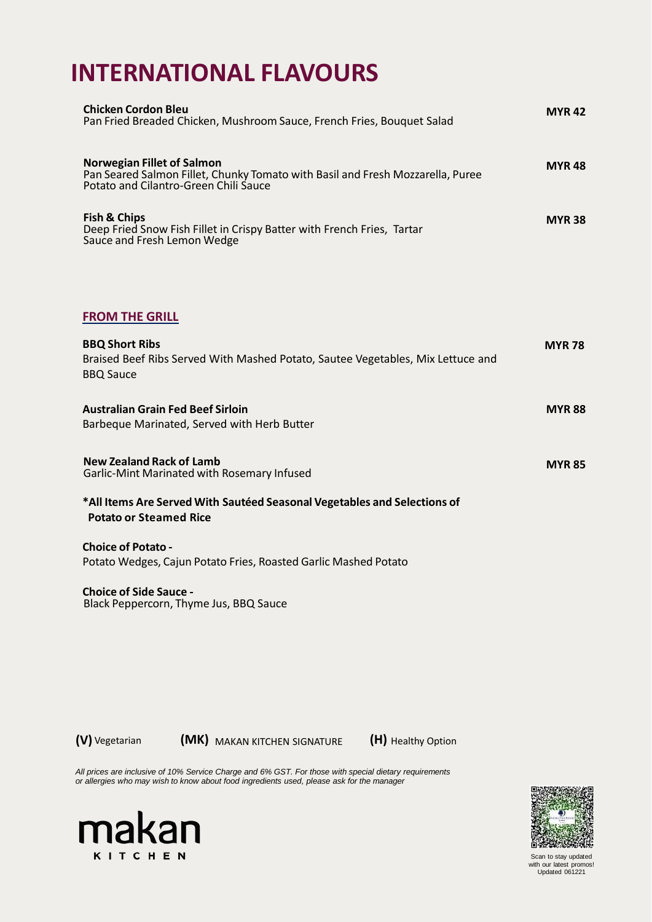# INTERNATIONAL FLAVOURS

**Chicken Cordon Bleu** — **MYR 42**
Pan Fried Breaded Chicken, Mushroom Sauce, French Fries, Bouquet Salad

**Norwegian Fillet of Salmon** — **MYR 48**
Pan Seared Salmon Fillet, Chunky Tomato with Basil and Fresh Mozzarella, Puree Potato and Cilantro-Green Chili Sauce

**Fish & Chips** — **MYR 38**
Deep Fried Snow Fish Fillet in Crispy Batter with French Fries, Tartar Sauce and Fresh Lemon Wedge

## FROM THE GRILL

**BBQ Short Ribs** — **MYR 78**
Braised Beef Ribs Served With Mashed Potato, Sautee Vegetables, Mix Lettuce and BBQ Sauce

**Australian Grain Fed Beef Sirloin** — **MYR 88**
Barbeque Marinated, Served with Herb Butter

**New Zealand Rack of Lamb** — **MYR 85**
Garlic-Mint Marinated with Rosemary Infused

**\*All Items Are Served With Sautéed Seasonal Vegetables and Selections of Potato or Steamed Rice**

**Choice of Potato -**
Potato Wedges, Cajun Potato Fries, Roasted Garlic Mashed Potato

**Choice of Side Sauce -**
Black Peppercorn, Thyme Jus, BBQ Sauce

**(V)** Vegetarian **(MK)** MAKAN KITCHEN SIGNATURE **(H)** Healthy Option

*All prices are inclusive of 10% Service Charge and 6% GST. For those with special dietary requirements or allergies who may wish to know about food ingredients used, please ask for the manager*

makan KITCHEN

Scan to stay updated with our latest promos!
Updated 061221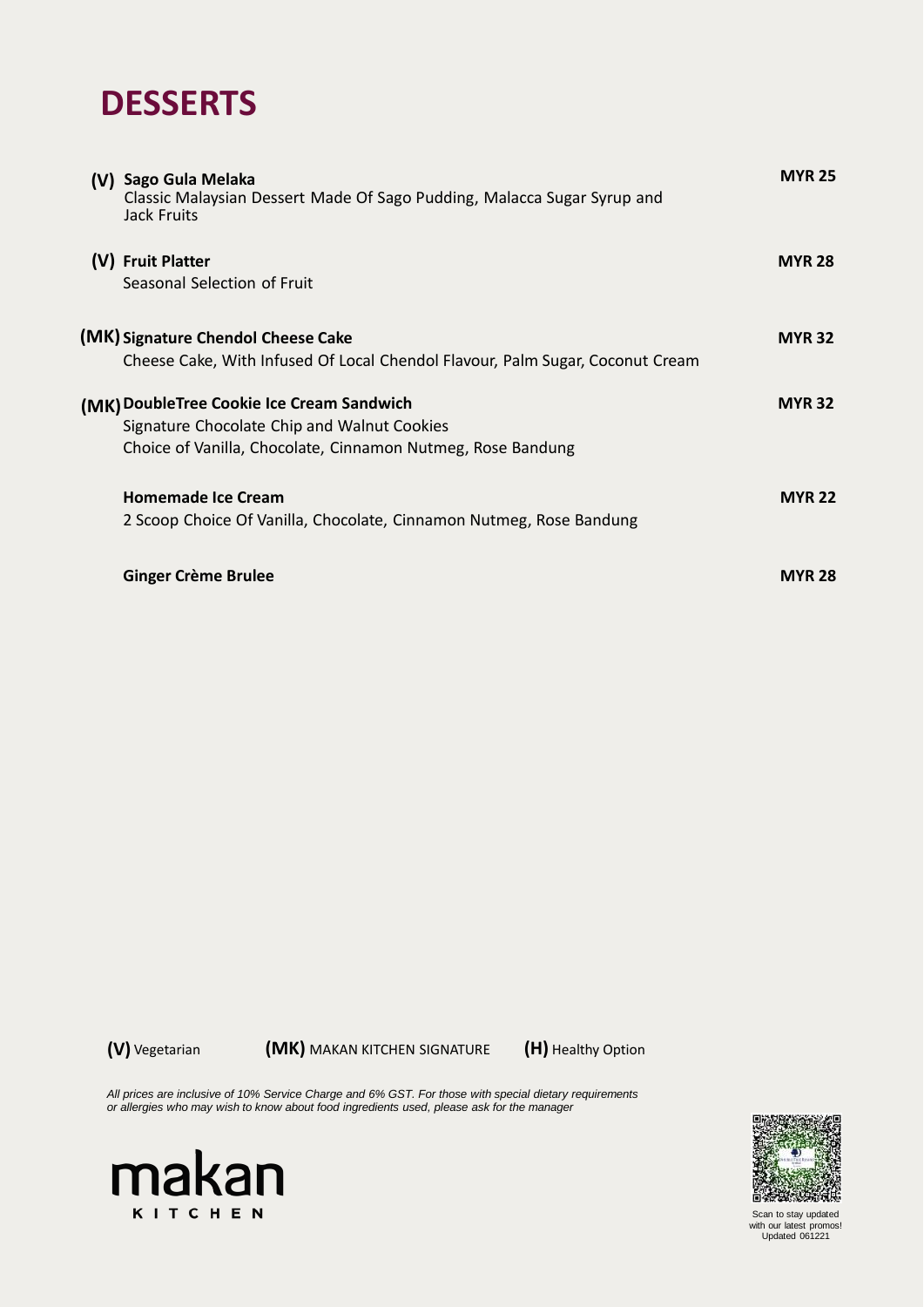# DESSERTS

**(V) Sago Gula Melaka** — **MYR 25**
Classic Malaysian Dessert Made Of Sago Pudding, Malacca Sugar Syrup and Jack Fruits

**(V) Fruit Platter** — **MYR 28**
Seasonal Selection of Fruit

**(MK) Signature Chendol Cheese Cake** — **MYR 32**
Cheese Cake, With Infused Of Local Chendol Flavour, Palm Sugar, Coconut Cream

**(MK) DoubleTree Cookie Ice Cream Sandwich** — **MYR 32**
Signature Chocolate Chip and Walnut Cookies
Choice of Vanilla, Chocolate, Cinnamon Nutmeg, Rose Bandung

**Homemade Ice Cream** — **MYR 22**
2 Scoop Choice Of Vanilla, Chocolate, Cinnamon Nutmeg, Rose Bandung

**Ginger Crème Brulee** — **MYR 28**

**(V)** Vegetarian **(MK)** MAKAN KITCHEN SIGNATURE **(H)** Healthy Option

*All prices are inclusive of 10% Service Charge and 6% GST. For those with special dietary requirements or allergies who may wish to know about food ingredients used, please ask for the manager*

makan KITCHEN

Scan to stay updated with our latest promos!
Updated 061221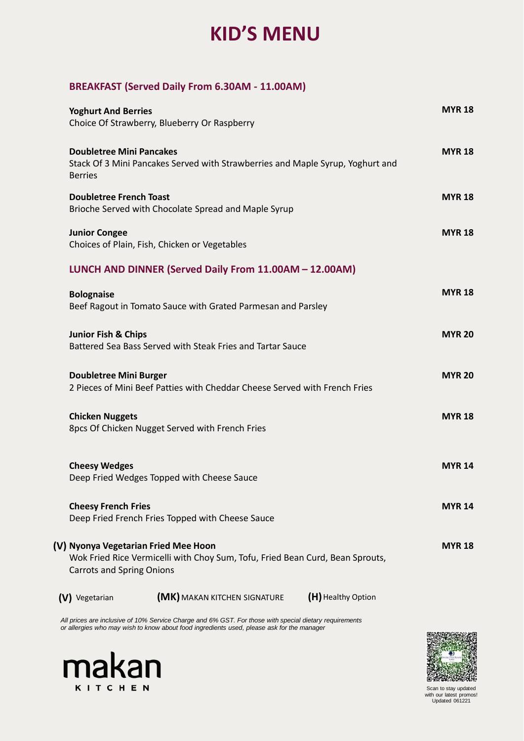# KID'S MENU

## BREAKFAST (Served Daily From 6.30AM - 11.00AM)

**Yoghurt And Berries** — **MYR 18**
Choice Of Strawberry, Blueberry Or Raspberry

**Doubletree Mini Pancakes** — **MYR 18**
Stack Of 3 Mini Pancakes Served with Strawberries and Maple Syrup, Yoghurt and Berries

**Doubletree French Toast** — **MYR 18**
Brioche Served with Chocolate Spread and Maple Syrup

**Junior Congee** — **MYR 18**
Choices of Plain, Fish, Chicken or Vegetables

## LUNCH AND DINNER (Served Daily From 11.00AM – 12.00AM)

**Bolognaise** — **MYR 18**
Beef Ragout in Tomato Sauce with Grated Parmesan and Parsley

**Junior Fish & Chips** — **MYR 20**
Battered Sea Bass Served with Steak Fries and Tartar Sauce

**Doubletree Mini Burger** — **MYR 20**
2 Pieces of Mini Beef Patties with Cheddar Cheese Served with French Fries

**Chicken Nuggets** — **MYR 18**
8pcs Of Chicken Nugget Served with French Fries

**Cheesy Wedges** — **MYR 14**
Deep Fried Wedges Topped with Cheese Sauce

**Cheesy French Fries** — **MYR 14**
Deep Fried French Fries Topped with Cheese Sauce

**(V) Nyonya Vegetarian Fried Mee Hoon** — **MYR 18**
Wok Fried Rice Vermicelli with Choy Sum, Tofu, Fried Bean Curd, Bean Sprouts, Carrots and Spring Onions

**(V)** Vegetarian **(MK)** MAKAN KITCHEN SIGNATURE **(H)** Healthy Option

*All prices are inclusive of 10% Service Charge and 6% GST. For those with special dietary requirements or allergies who may wish to know about food ingredients used, please ask for the manager*

makan KITCHEN

Scan to stay updated with our latest promos!
Updated 061221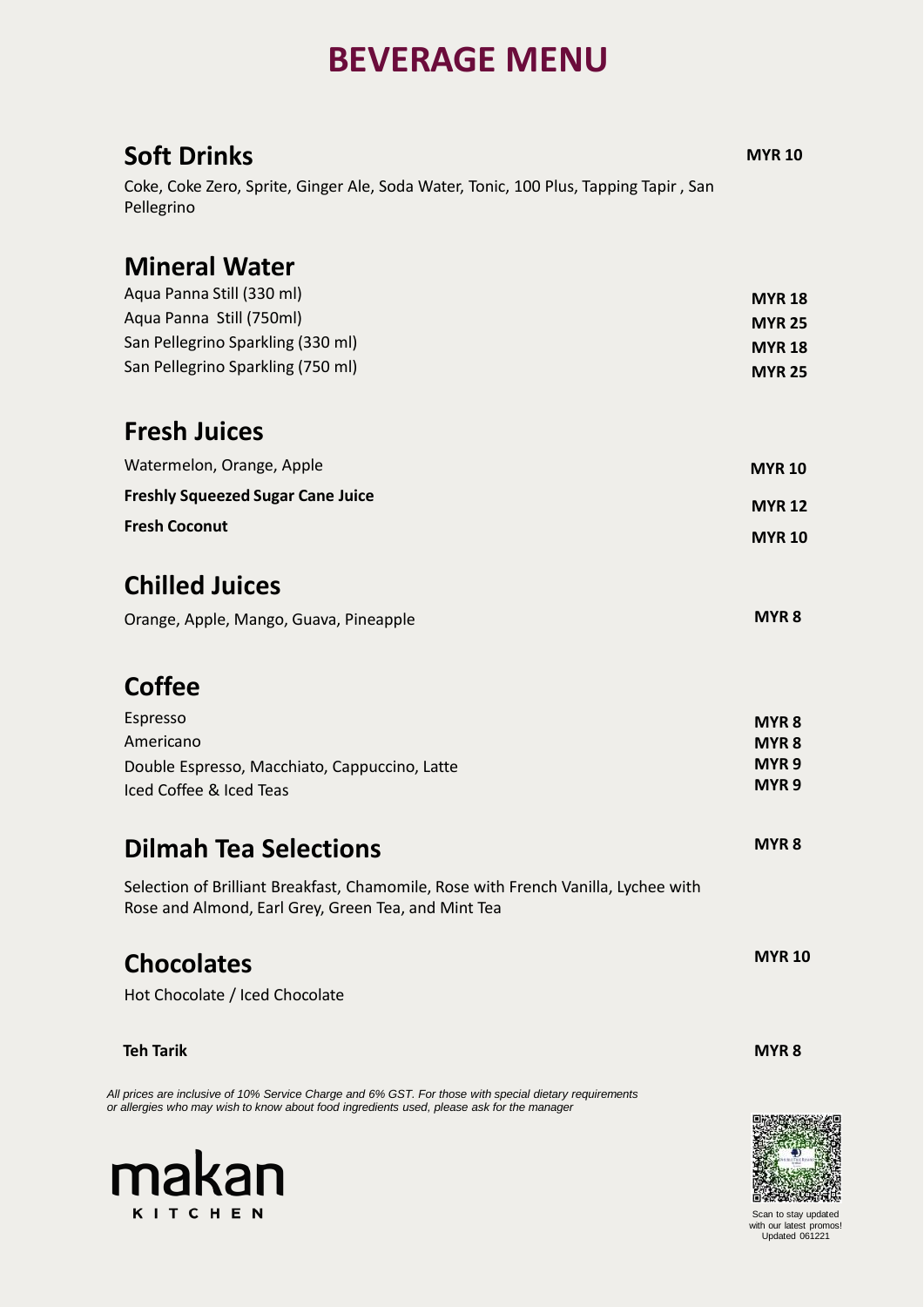# BEVERAGE MENU

## Soft Drinks

**MYR 10**

Coke, Coke Zero, Sprite, Ginger Ale, Soda Water, Tonic, 100 Plus, Tapping Tapir , San Pellegrino

## Mineral Water

| Item | Price |
|---|---|
| Aqua Panna Still (330 ml) | **MYR 18** |
| Aqua Panna Still (750ml) | **MYR 25** |
| San Pellegrino Sparkling (330 ml) | **MYR 18** |
| San Pellegrino Sparkling (750 ml) | **MYR 25** |

## Fresh Juices

| Item | Price |
|---|---|
| Watermelon, Orange, Apple | **MYR 10** |
| **Freshly Squeezed Sugar Cane Juice** | **MYR 12** |
| **Fresh Coconut** | **MYR 10** |

## Chilled Juices

| Item | Price |
|---|---|
| Orange, Apple, Mango, Guava, Pineapple | **MYR 8** |

## Coffee

| Item | Price |
|---|---|
| Espresso | **MYR 8** |
| Americano | **MYR 8** |
| Double Espresso, Macchiato, Cappuccino, Latte | **MYR 9** |
| Iced Coffee & Iced Teas | **MYR 9** |

## Dilmah Tea Selections

**MYR 8**

Selection of Brilliant Breakfast, Chamomile, Rose with French Vanilla, Lychee with Rose and Almond, Earl Grey, Green Tea, and Mint Tea

## Chocolates

**MYR 10**

Hot Chocolate / Iced Chocolate

**Teh Tarik** **MYR 8**

*All prices are inclusive of 10% Service Charge and 6% GST. For those with special dietary requirements or allergies who may wish to know about food ingredients used, please ask for the manager*

makan KITCHEN

Scan to stay updated with our latest promos!
Updated 061221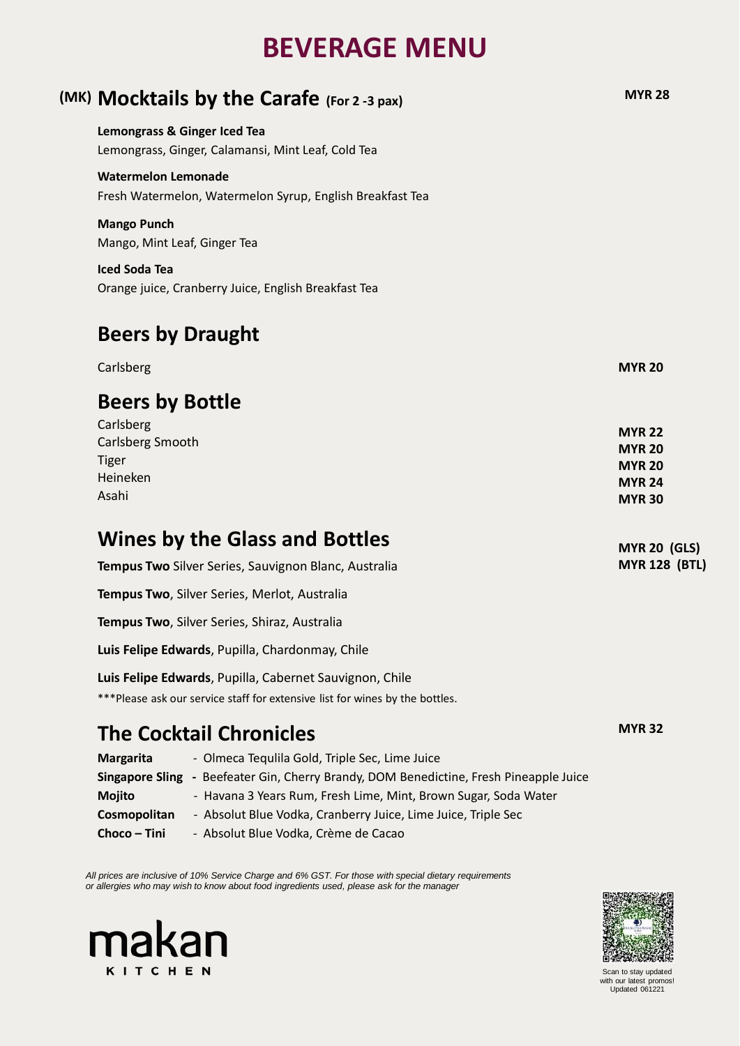# BEVERAGE MENU

## (MK) Mocktails by the Carafe (For 2 -3 pax)

**MYR 28**

**Lemongrass & Ginger Iced Tea**
Lemongrass, Ginger, Calamansi, Mint Leaf, Cold Tea

**Watermelon Lemonade**
Fresh Watermelon, Watermelon Syrup, English Breakfast Tea

**Mango Punch**
Mango, Mint Leaf, Ginger Tea

**Iced Soda Tea**
Orange juice, Cranberry Juice, English Breakfast Tea

## Beers by Draught

| | |
|---|---|
| Carlsberg | **MYR 20** |

## Beers by Bottle

| | |
|---|---|
| Carlsberg | **MYR 22** |
| Carlsberg Smooth | **MYR 20** |
| Tiger | **MYR 20** |
| Heineken | **MYR 24** |
| Asahi | **MYR 30** |

## Wines by the Glass and Bottles

**MYR 20 (GLS)**
**MYR 128 (BTL)**

**Tempus Two** Silver Series, Sauvignon Blanc, Australia

**Tempus Two**, Silver Series, Merlot, Australia

**Tempus Two**, Silver Series, Shiraz, Australia

**Luis Felipe Edwards**, Pupilla, Chardonmay, Chile

**Luis Felipe Edwards**, Pupilla, Cabernet Sauvignon, Chile

***Please ask our service staff for extensive list for wines by the bottles.

## The Cocktail Chronicles

**MYR 32**

**Margarita** - Olmeca Tequlila Gold, Triple Sec, Lime Juice
**Singapore Sling** - Beefeater Gin, Cherry Brandy, DOM Benedictine, Fresh Pineapple Juice
**Mojito** - Havana 3 Years Rum, Fresh Lime, Mint, Brown Sugar, Soda Water
**Cosmopolitan** - Absolut Blue Vodka, Cranberry Juice, Lime Juice, Triple Sec
**Choco – Tini** - Absolut Blue Vodka, Crème de Cacao

*All prices are inclusive of 10% Service Charge and 6% GST. For those with special dietary requirements or allergies who may wish to know about food ingredients used, please ask for the manager*

makan KITCHEN

Scan to stay updated with our latest promos!
Updated 061221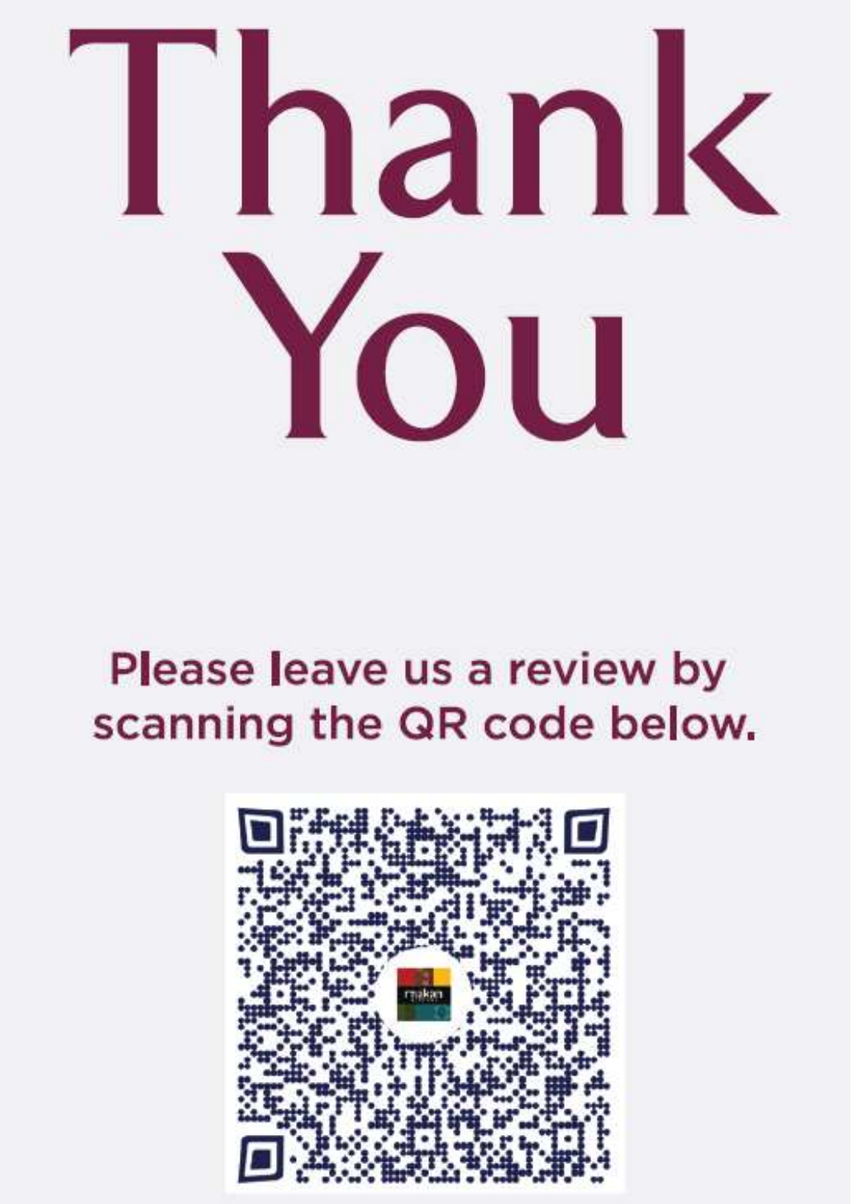# Thank You

Please leave us a review by scanning the QR code below.